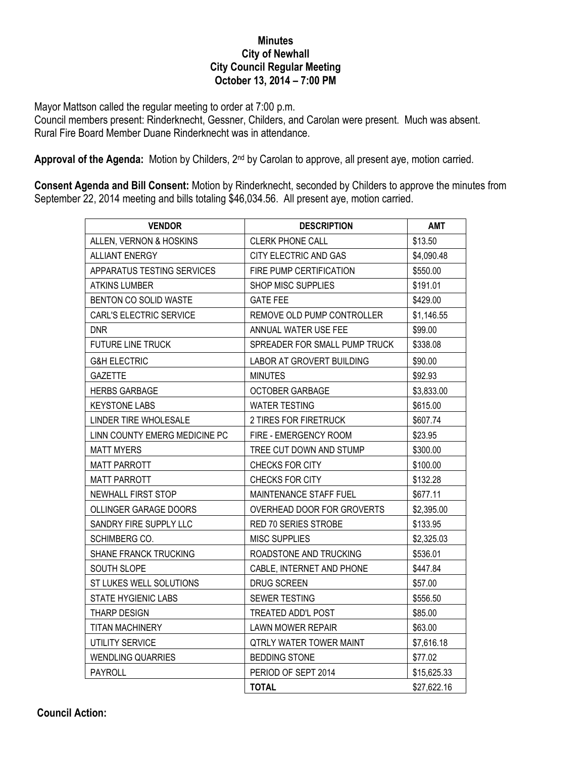**Minutes**
**City of Newhall**
**City Council Regular Meeting**
**October 13, 2014 – 7:00 PM**

Mayor Mattson called the regular meeting to order at 7:00 p.m.
Council members present: Rinderknecht, Gessner, Childers, and Carolan were present. Much was absent.
Rural Fire Board Member Duane Rinderknecht was in attendance.

**Approval of the Agenda:** Motion by Childers, 2nd by Carolan to approve, all present aye, motion carried.

**Consent Agenda and Bill Consent:** Motion by Rinderknecht, seconded by Childers to approve the minutes from September 22, 2014 meeting and bills totaling $46,034.56. All present aye, motion carried.

| VENDOR | DESCRIPTION | AMT |
|---|---|---|
| ALLEN, VERNON & HOSKINS | CLERK PHONE CALL | $13.50 |
| ALLIANT ENERGY | CITY ELECTRIC AND GAS | $4,090.48 |
| APPARATUS TESTING SERVICES | FIRE PUMP CERTIFICATION | $550.00 |
| ATKINS LUMBER | SHOP MISC SUPPLIES | $191.01 |
| BENTON CO SOLID WASTE | GATE FEE | $429.00 |
| CARL'S ELECTRIC SERVICE | REMOVE OLD PUMP CONTROLLER | $1,146.55 |
| DNR | ANNUAL WATER USE FEE | $99.00 |
| FUTURE LINE TRUCK | SPREADER FOR SMALL PUMP TRUCK | $338.08 |
| G&H ELECTRIC | LABOR AT GROVERT BUILDING | $90.00 |
| GAZETTE | MINUTES | $92.93 |
| HERBS GARBAGE | OCTOBER GARBAGE | $3,833.00 |
| KEYSTONE LABS | WATER TESTING | $615.00 |
| LINDER TIRE WHOLESALE | 2 TIRES FOR FIRETRUCK | $607.74 |
| LINN COUNTY EMERG MEDICINE PC | FIRE - EMERGENCY ROOM | $23.95 |
| MATT MYERS | TREE CUT DOWN AND STUMP | $300.00 |
| MATT PARROTT | CHECKS FOR CITY | $100.00 |
| MATT PARROTT | CHECKS FOR CITY | $132.28 |
| NEWHALL FIRST STOP | MAINTENANCE STAFF FUEL | $677.11 |
| OLLINGER GARAGE DOORS | OVERHEAD DOOR FOR GROVERTS | $2,395.00 |
| SANDRY FIRE SUPPLY LLC | RED 70 SERIES STROBE | $133.95 |
| SCHIMBERG CO. | MISC SUPPLIES | $2,325.03 |
| SHANE FRANCK TRUCKING | ROADSTONE AND TRUCKING | $536.01 |
| SOUTH SLOPE | CABLE, INTERNET AND PHONE | $447.84 |
| ST LUKES WELL SOLUTIONS | DRUG SCREEN | $57.00 |
| STATE HYGIENIC LABS | SEWER TESTING | $556.50 |
| THARP DESIGN | TREATED ADD'L POST | $85.00 |
| TITAN MACHINERY | LAWN MOWER REPAIR | $63.00 |
| UTILITY SERVICE | QTRLY WATER TOWER MAINT | $7,616.18 |
| WENDLING QUARRIES | BEDDING STONE | $77.02 |
| PAYROLL | PERIOD OF SEPT 2014 | $15,625.33 |
| | **TOTAL** | $27,622.16 |

**Council Action:**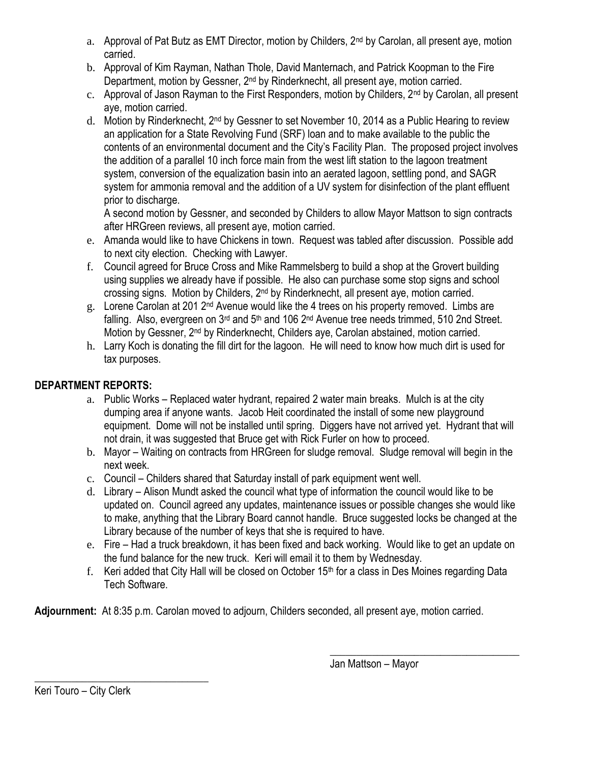a. Approval of Pat Butz as EMT Director, motion by Childers, 2nd by Carolan, all present aye, motion carried.
b. Approval of Kim Rayman, Nathan Thole, David Manternach, and Patrick Koopman to the Fire Department, motion by Gessner, 2nd by Rinderknecht, all present aye, motion carried.
c. Approval of Jason Rayman to the First Responders, motion by Childers, 2nd by Carolan, all present aye, motion carried.
d. Motion by Rinderknecht, 2nd by Gessner to set November 10, 2014 as a Public Hearing to review an application for a State Revolving Fund (SRF) loan and to make available to the public the contents of an environmental document and the City's Facility Plan. The proposed project involves the addition of a parallel 10 inch force main from the west lift station to the lagoon treatment system, conversion of the equalization basin into an aerated lagoon, settling pond, and SAGR system for ammonia removal and the addition of a UV system for disinfection of the plant effluent prior to discharge.
A second motion by Gessner, and seconded by Childers to allow Mayor Mattson to sign contracts after HRGreen reviews, all present aye, motion carried.
e. Amanda would like to have Chickens in town. Request was tabled after discussion. Possible add to next city election. Checking with Lawyer.
f. Council agreed for Bruce Cross and Mike Rammelsberg to build a shop at the Grovert building using supplies we already have if possible. He also can purchase some stop signs and school crossing signs. Motion by Childers, 2nd by Rinderknecht, all present aye, motion carried.
g. Lorene Carolan at 201 2nd Avenue would like the 4 trees on his property removed. Limbs are falling. Also, evergreen on 3rd and 5th and 106 2nd Avenue tree needs trimmed, 510 2nd Street. Motion by Gessner, 2nd by Rinderknecht, Childers aye, Carolan abstained, motion carried.
h. Larry Koch is donating the fill dirt for the lagoon. He will need to know how much dirt is used for tax purposes.

**DEPARTMENT REPORTS:**

a. Public Works – Replaced water hydrant, repaired 2 water main breaks. Mulch is at the city dumping area if anyone wants. Jacob Heit coordinated the install of some new playground equipment. Dome will not be installed until spring. Diggers have not arrived yet. Hydrant that will not drain, it was suggested that Bruce get with Rick Furler on how to proceed.
b. Mayor – Waiting on contracts from HRGreen for sludge removal. Sludge removal will begin in the next week.
c. Council – Childers shared that Saturday install of park equipment went well.
d. Library – Alison Mundt asked the council what type of information the council would like to be updated on. Council agreed any updates, maintenance issues or possible changes she would like to make, anything that the Library Board cannot handle. Bruce suggested locks be changed at the Library because of the number of keys that she is required to have.
e. Fire – Had a truck breakdown, it has been fixed and back working. Would like to get an update on the fund balance for the new truck. Keri will email it to them by Wednesday.
f. Keri added that City Hall will be closed on October 15th for a class in Des Moines regarding Data Tech Software.

**Adjournment:** At 8:35 p.m. Carolan moved to adjourn, Childers seconded, all present aye, motion carried.

\_\_\_\_\_\_\_\_\_\_\_\_\_\_\_\_\_\_\_\_\_\_\_\_\_\_\_\_\_\_\_\_\_\_\_\_
Jan Mattson – Mayor

\_\_\_\_\_\_\_\_\_\_\_\_\_\_\_\_\_\_\_\_\_\_\_\_\_\_\_\_\_\_\_\_\_\_\_\_
Keri Touro – City Clerk